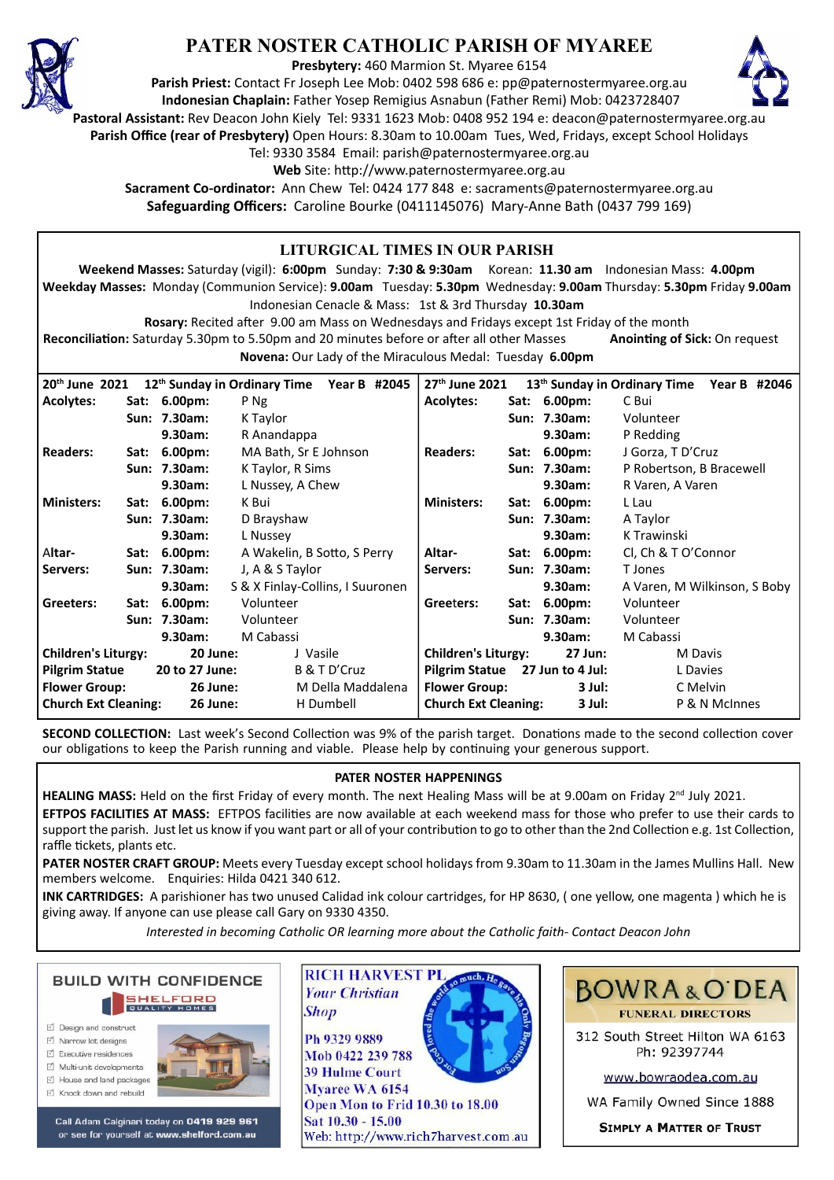# PATER NOSTER CATHOLIC PARISH OF MYAREE

**Presbytery:** 460 Marmion St. Myaree 6154
**Parish Priest:** Contact Fr Joseph Lee Mob: 0402 598 686 e: pp@paternostermyaree.org.au
**Indonesian Chaplain:** Father Yosep Remigius Asnabun (Father Remi) Mob: 0423728407
**Pastoral Assistant:** Rev Deacon John Kiely Tel: 9331 1623 Mob: 0408 952 194 e: deacon@paternostermyaree.org.au
**Parish Office (rear of Presbytery)** Open Hours: 8.30am to 10.00am Tues, Wed, Fridays, except School Holidays
Tel: 9330 3584 Email: parish@paternostermyaree.org.au
**Web** Site: http://www.paternostermyaree.org.au
**Sacrament Co-ordinator:** Ann Chew Tel: 0424 177 848 e: sacraments@paternostermyaree.org.au
**Safeguarding Officers:** Caroline Bourke (0411145076) Mary-Anne Bath (0437 799 169)

## LITURGICAL TIMES IN OUR PARISH

**Weekend Masses:** Saturday (vigil): **6:00pm** Sunday: **7:30 & 9:30am** Korean: **11.30 am** Indonesian Mass: **4.00pm**
**Weekday Masses:** Monday (Communion Service): **9.00am** Tuesday: **5.30pm** Wednesday: **9.00am** Thursday: **5.30pm** Friday **9.00am**
Indonesian Cenacle & Mass: 1st & 3rd Thursday **10.30am**
**Rosary:** Recited after 9.00 am Mass on Wednesdays and Fridays except 1st Friday of the month
**Reconciliation:** Saturday 5.30pm to 5.50pm and 20 minutes before or after all other Masses **Anointing of Sick:** On request
**Novena:** Our Lady of the Miraculous Medal: Tuesday **6.00pm**

| 20th June 2021 | 12th Sunday in Ordinary Time | Year B #2045 | 27th June 2021 | 13th Sunday in Ordinary Time | Year B #2046 |
|---|---|---|---|---|---|
| **Acolytes:** | **Sat: 6.00pm:** | P Ng | **Acolytes:** | **Sat: 6.00pm:** | C Bui |
| | **Sun: 7.30am:** | K Taylor | | **Sun: 7.30am:** | Volunteer |
| | **9.30am:** | R Anandappa | | **9.30am:** | P Redding |
| **Readers:** | **Sat: 6.00pm:** | MA Bath, Sr E Johnson | **Readers:** | **Sat: 6.00pm:** | J Gorza, T D'Cruz |
| | **Sun: 7.30am:** | K Taylor, R Sims | | **Sun: 7.30am:** | P Robertson, B Bracewell |
| | **9.30am:** | L Nussey, A Chew | | **9.30am:** | R Varen, A Varen |
| **Ministers:** | **Sat: 6.00pm:** | K Bui | **Ministers:** | **Sat: 6.00pm:** | L Lau |
| | **Sun: 7.30am:** | D Brayshaw | | **Sun: 7.30am:** | A Taylor |
| | **9.30am:** | L Nussey | | **9.30am:** | K Trawinski |
| **Altar-Servers:** | **Sat: 6.00pm:** | A Wakelin, B Sotto, S Perry | **Altar-Servers:** | **Sat: 6.00pm:** | Cl, Ch & T O'Connor |
| | **Sun: 7.30am:** | J, A & S Taylor | | **Sun: 7.30am:** | T Jones |
| | **9.30am:** | S & X Finlay-Collins, I Suuronen | | **9.30am:** | A Varen, M Wilkinson, S Boby |
| **Greeters:** | **Sat: 6.00pm:** | Volunteer | **Greeters:** | **Sat: 6.00pm:** | Volunteer |
| | **Sun: 7.30am:** | Volunteer | | **Sun: 7.30am:** | Volunteer |
| | **9.30am:** | M Cabassi | | **9.30am:** | M Cabassi |
| **Children's Liturgy:** | **20 June:** | J Vasile | **Children's Liturgy:** | **27 Jun:** | M Davis |
| **Pilgrim Statue** | **20 to 27 June:** | B & T D'Cruz | **Pilgrim Statue** | **27 Jun to 4 Jul:** | L Davies |
| **Flower Group:** | **26 June:** | M Della Maddalena | **Flower Group:** | **3 Jul:** | C Melvin |
| **Church Ext Cleaning:** | **26 June:** | H Dumbell | **Church Ext Cleaning:** | **3 Jul:** | P & N McInnes |

**SECOND COLLECTION:** Last week's Second Collection was 9% of the parish target. Donations made to the second collection cover our obligations to keep the Parish running and viable. Please help by continuing your generous support.

## PATER NOSTER HAPPENINGS

**HEALING MASS:** Held on the first Friday of every month. The next Healing Mass will be at 9.00am on Friday 2nd July 2021.

**EFTPOS FACILITIES AT MASS:** EFTPOS facilities are now available at each weekend mass for those who prefer to use their cards to support the parish. Just let us know if you want part or all of your contribution to go to other than the 2nd Collection e.g. 1st Collection, raffle tickets, plants etc.

**PATER NOSTER CRAFT GROUP:** Meets every Tuesday except school holidays from 9.30am to 11.30am in the James Mullins Hall. New members welcome. Enquiries: Hilda 0421 340 612.

**INK CARTRIDGES:** A parishioner has two unused Calidad ink colour cartridges, for HP 8630, ( one yellow, one magenta ) which he is giving away. If anyone can use please call Gary on 9330 4350.

*Interested in becoming Catholic OR learning more about the Catholic faith- Contact Deacon John*

**BUILD WITH CONFIDENCE** — SHELFORD QUALITY HOMES
- Design and construct
- Narrow lot designs
- Executive residences
- Multi-unit developments
- House and land packages
- Knock down and rebuild

Call Adam Calginari today on 0419 929 961 or see for yourself at www.shelford.com.au

**RICH HARVEST PL** *Your Christian Shop*
Ph 9329 9889
Mob 0422 239 788
39 Hulme Court
Myaree WA 6154
Open Mon to Frid 10.30 to 18.00
Sat 10.30 - 15.00
Web: http://www.rich7harvest.com.au

**BOWRA & O'DEA** FUNERAL DIRECTORS
312 South Street Hilton WA 6163
Ph: 92397744
www.bowraodea.com.au
WA Family Owned Since 1888
SIMPLY A MATTER OF TRUST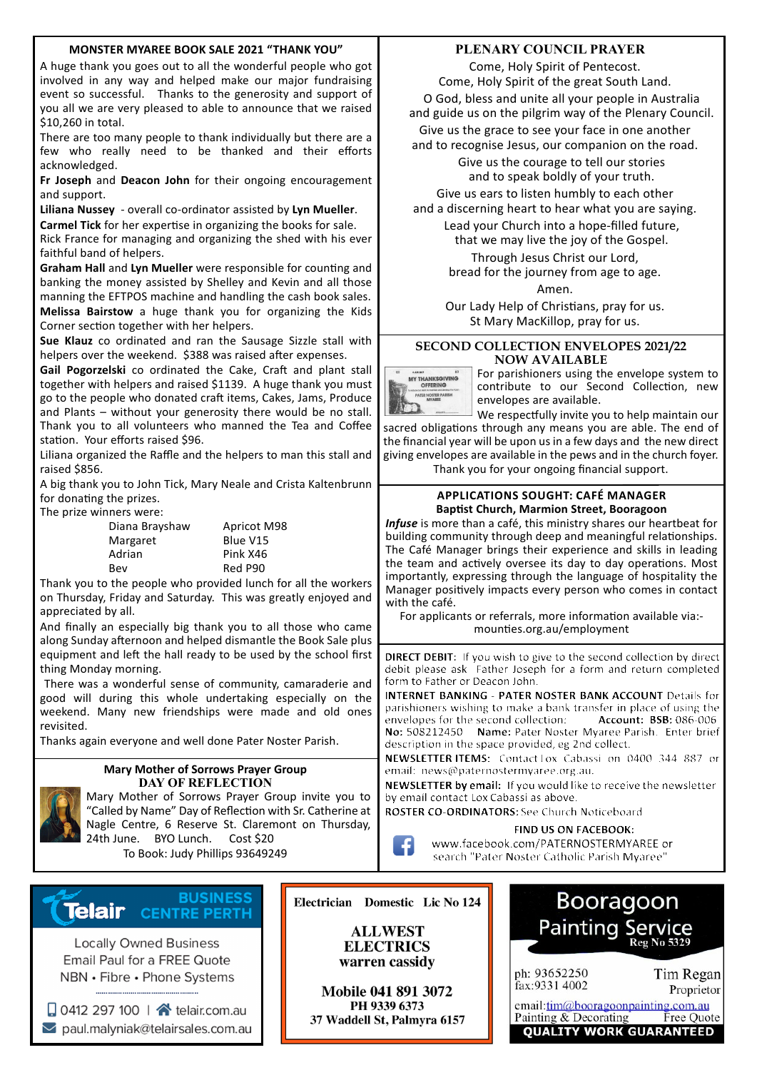## MONSTER MYAREE BOOK SALE 2021 "THANK YOU"

A huge thank you goes out to all the wonderful people who got involved in any way and helped make our major fundraising event so successful. Thanks to the generosity and support of you all we are very pleased to able to announce that we raised $10,260 in total.

There are too many people to thank individually but there are a few who really need to be thanked and their efforts acknowledged.

**Fr Joseph** and **Deacon John** for their ongoing encouragement and support.

**Liliana Nussey** - overall co-ordinator assisted by **Lyn Mueller**.

**Carmel Tick** for her expertise in organizing the books for sale.

Rick France for managing and organizing the shed with his ever faithful band of helpers.

**Graham Hall** and **Lyn Mueller** were responsible for counting and banking the money assisted by Shelley and Kevin and all those manning the EFTPOS machine and handling the cash book sales.

**Melissa Bairstow** a huge thank you for organizing the Kids Corner section together with her helpers.

**Sue Klauz** co ordinated and ran the Sausage Sizzle stall with helpers over the weekend. $388 was raised after expenses.

**Gail Pogorzelski** co ordinated the Cake, Craft and plant stall together with helpers and raised $1139. A huge thank you must go to the people who donated craft items, Cakes, Jams, Produce and Plants – without your generosity there would be no stall. Thank you to all volunteers who manned the Tea and Coffee station. Your efforts raised $96.

Liliana organized the Raffle and the helpers to man this stall and raised $856.

A big thank you to John Tick, Mary Neale and Crista Kaltenbrunn for donating the prizes.

The prize winners were:

| | |
|---|---|
| Diana Brayshaw | Apricot M98 |
| Margaret | Blue V15 |
| Adrian | Pink X46 |
| Bev | Red P90 |

Thank you to the people who provided lunch for all the workers on Thursday, Friday and Saturday. This was greatly enjoyed and appreciated by all.

And finally an especially big thank you to all those who came along Sunday afternoon and helped dismantle the Book Sale plus equipment and left the hall ready to be used by the school first thing Monday morning.

There was a wonderful sense of community, camaraderie and good will during this whole undertaking especially on the weekend. Many new friendships were made and old ones revisited.

Thanks again everyone and well done Pater Noster Parish.

### Mary Mother of Sorrows Prayer Group
### DAY OF REFLECTION

Mary Mother of Sorrows Prayer Group invite you to "Called by Name" Day of Reflection with Sr. Catherine at Nagle Centre, 6 Reserve St. Claremont on Thursday, 24th June. BYO Lunch. Cost $20

To Book: Judy Phillips 93649249

## PLENARY COUNCIL PRAYER

Come, Holy Spirit of Pentecost.
Come, Holy Spirit of the great South Land.
O God, bless and unite all your people in Australia
and guide us on the pilgrim way of the Plenary Council.
Give us the grace to see your face in one another
and to recognise Jesus, our companion on the road.
Give us the courage to tell our stories
and to speak boldly of your truth.
Give us ears to listen humbly to each other
and a discerning heart to hear what you are saying.
Lead your Church into a hope-filled future,
that we may live the joy of the Gospel.
Through Jesus Christ our Lord,
bread for the journey from age to age.
Amen.
Our Lady Help of Christians, pray for us.
St Mary MacKillop, pray for us.

## SECOND COLLECTION ENVELOPES 2021/22 NOW AVAILABLE

For parishioners using the envelope system to contribute to our Second Collection, new envelopes are available.

We respectfully invite you to help maintain our sacred obligations through any means you are able. The end of the financial year will be upon us in a few days and the new direct giving envelopes are available in the pews and in the church foyer. Thank you for your ongoing financial support.

## APPLICATIONS SOUGHT: CAFÉ MANAGER
### Baptist Church, Marmion Street, Booragoon

***Infuse*** is more than a café, this ministry shares our heartbeat for building community through deep and meaningful relationships. The Café Manager brings their experience and skills in leading the team and actively oversee its day to day operations. Most importantly, expressing through the language of hospitality the Manager positively impacts every person who comes in contact with the café.

For applicants or referrals, more information available via:- mounties.org.au/employment

**DIRECT DEBIT**: If you wish to give to the second collection by direct debit please ask Father Joseph for a form and return completed form to Father or Deacon John.

**INTERNET BANKING - PATER NOSTER BANK ACCOUNT** Details for parishioners wishing to make a bank transfer in place of using the envelopes for the second collection: **Account: BSB:** 086-006 **No:** 508212450 **Name:** Pater Noster Myaree Parish. Enter brief description in the space provided, eg 2nd collect.

**NEWSLETTER ITEMS**: Contact Lox Cabassi on 0400 344 887 or email: news@paternostermyaree.org.au.

**NEWSLETTER by email:** If you would like to receive the newsletter by email contact Lox Cabassi as above.

**ROSTER CO-ORDINATORS**: See Church Noticeboard

**FIND US ON FACEBOOK:**
www.facebook.com/PATERNOSTERMYAREE or search "Pater Noster Catholic Parish Myaree"

---

**Telair BUSINESS CENTRE PERTH**

Locally Owned Business
Email Paul for a FREE Quote
NBN • Fibre • Phone Systems

0412 297 100 | telair.com.au
paul.malyniak@telairsales.com.au

---

**Electrician Domestic Lic No 124**

**ALLWEST ELECTRICS**
**warren cassidy**

**Mobile 041 891 3072**
**PH 9339 6373**
**37 Waddell St, Palmyra 6157**

---

**Booragoon Painting Service**
**Reg No 5329**

ph: 93652250
fax:9331 4002
Tim Regan
Proprietor
email:tim@booragoonpainting.com.au
Painting & Decorating Free Quote
**QUALITY WORK GUARANTEED**